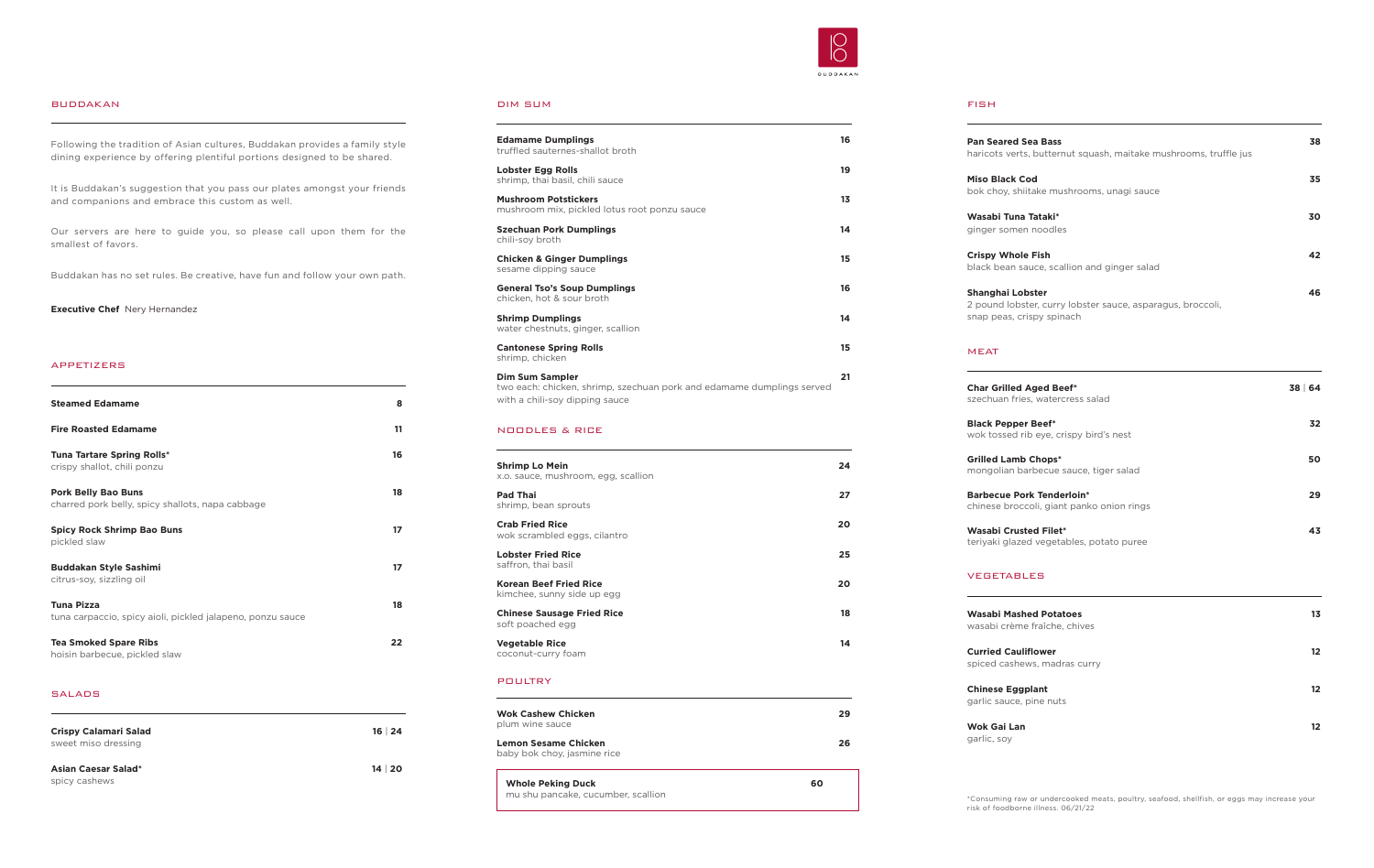BUDDAKAN

## BUDDAKAN

Following the tradition of Asian cultures, Buddakan provides a family style dining experience by offering plentiful portions designed to be shared.

It is Buddakan's suggestion that you pass our plates amongst your friends and companions and embrace this custom as well.

Our servers are here to guide you, so please call upon them for the smallest of favors.

Buddakan has no set rules. Be creative, have fun and follow your own path.

**Executive Chef** Nery Hernandez

## APPETIZERS

**Steamed Edamame** 8

**Fire Roasted Edamame** 11

**Tuna Tartare Spring Rolls*** 16
crispy shallot, chili ponzu

**Pork Belly Bao Buns** 18
charred pork belly, spicy shallots, napa cabbage

**Spicy Rock Shrimp Bao Buns** 17
pickled slaw

**Buddakan Style Sashimi** 17
citrus-soy, sizzling oil

**Tuna Pizza** 18
tuna carpaccio, spicy aioli, pickled jalapeno, ponzu sauce

**Tea Smoked Spare Ribs** 22
hoisin barbecue, pickled slaw

## SALADS

**Crispy Calamari Salad** 16 | 24
sweet miso dressing

**Asian Caesar Salad*** 14 | 20
spicy cashews

## DIM SUM

**Edamame Dumplings** 16
truffled sauternes-shallot broth

**Lobster Egg Rolls** 19
shrimp, thai basil, chili sauce

**Mushroom Potstickers** 13
mushroom mix, pickled lotus root ponzu sauce

**Szechuan Pork Dumplings** 14
chili-soy broth

**Chicken & Ginger Dumplings** 15
sesame dipping sauce

**General Tso's Soup Dumplings** 16
chicken, hot & sour broth

**Shrimp Dumplings** 14
water chestnuts, ginger, scallion

**Cantonese Spring Rolls** 15
shrimp, chicken

**Dim Sum Sampler** 21
two each: chicken, shrimp, szechuan pork and edamame dumplings served with a chili-soy dipping sauce

## NOODLES & RICE

**Shrimp Lo Mein** 24
x.o. sauce, mushroom, egg, scallion

**Pad Thai** 27
shrimp, bean sprouts

**Crab Fried Rice** 20
wok scrambled eggs, cilantro

**Lobster Fried Rice** 25
saffron, thai basil

**Korean Beef Fried Rice** 20
kimchee, sunny side up egg

**Chinese Sausage Fried Rice** 18
soft poached egg

**Vegetable Rice** 14
coconut-curry foam

## POULTRY

**Wok Cashew Chicken** 29
plum wine sauce

**Lemon Sesame Chicken** 26
baby bok choy, jasmine rice

**Whole Peking Duck** 60
mu shu pancake, cucumber, scallion

## FISH

**Pan Seared Sea Bass** 38
haricots verts, butternut squash, maitake mushrooms, truffle jus

**Miso Black Cod** 35
bok choy, shiitake mushrooms, unagi sauce

**Wasabi Tuna Tataki*** 30
ginger somen noodles

**Crispy Whole Fish** 42
black bean sauce, scallion and ginger salad

**Shanghai Lobster** 46
2 pound lobster, curry lobster sauce, asparagus, broccoli, snap peas, crispy spinach

## MEAT

**Char Grilled Aged Beef*** 38 | 64
szechuan fries, watercress salad

**Black Pepper Beef*** 32
wok tossed rib eye, crispy bird's nest

**Grilled Lamb Chops*** 50
mongolian barbecue sauce, tiger salad

**Barbecue Pork Tenderloin*** 29
chinese broccoli, giant panko onion rings

**Wasabi Crusted Filet*** 43
teriyaki glazed vegetables, potato puree

## VEGETABLES

**Wasabi Mashed Potatoes** 13
wasabi crème fraîche, chives

**Curried Cauliflower** 12
spiced cashews, madras curry

**Chinese Eggplant** 12
garlic sauce, pine nuts

**Wok Gai Lan** 12
garlic, soy

*Consuming raw or undercooked meats, poultry, seafood, shellfish, or eggs may increase your risk of foodborne illness. 06/21/22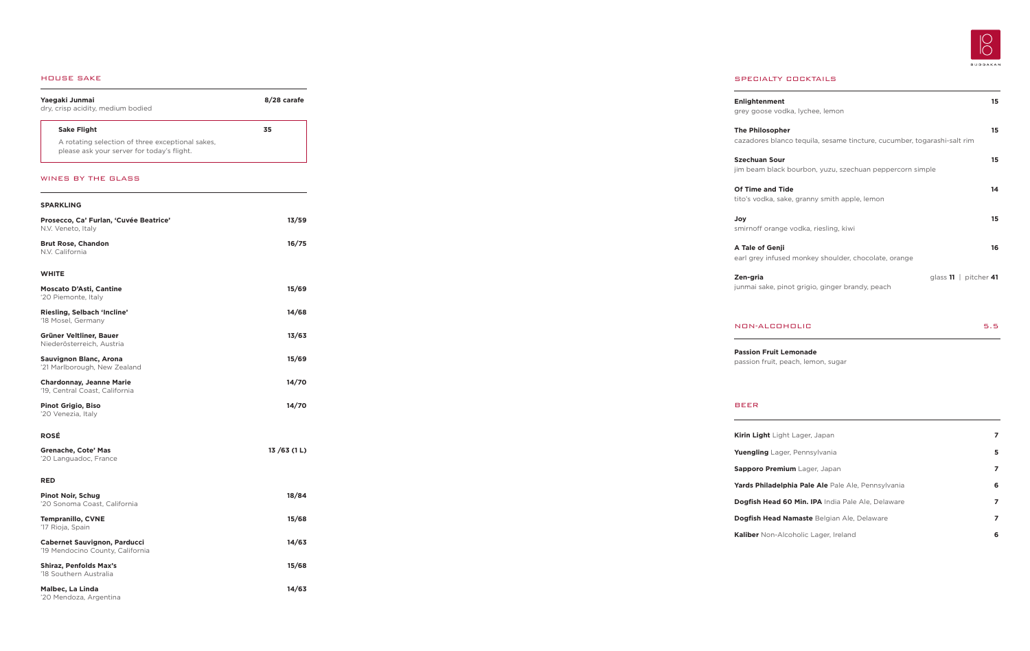## HOUSE SAKE

| | |
|---|---|
| **Yaegaki Junmai**<br>dry, crisp acidity, medium bodied | **8/28 carafe** |

**Sake Flight** **35**

A rotating selection of three exceptional sakes, please ask your server for today's flight.

## WINES BY THE GLASS

### SPARKLING

| | |
|---|---|
| **Prosecco, Ca' Furlan, 'Cuvée Beatrice'**<br>N.V. Veneto, Italy | **13/59** |
| **Brut Rose, Chandon**<br>N.V. California | **16/75** |

### WHITE

| | |
|---|---|
| **Moscato D'Asti, Cantine**<br>'20 Piemonte, Italy | **15/69** |
| **Riesling, Selbach 'Incline'**<br>'18 Mosel, Germany | **14/68** |
| **Grüner Veltliner, Bauer**<br>Niederösterreich, Austria | **13/63** |
| **Sauvignon Blanc, Arona**<br>'21 Marlborough, New Zealand | **15/69** |
| **Chardonnay, Jeanne Marie**<br>'19, Central Coast, California | **14/70** |
| **Pinot Grigio, Biso**<br>'20 Venezia, Italy | **14/70** |

### ROSÉ

| | |
|---|---|
| **Grenache, Cote' Mas**<br>'20 Languadoc, France | **13 /63 (1 L)** |

### RED

| | |
|---|---|
| **Pinot Noir, Schug**<br>'20 Sonoma Coast, California | **18/84** |
| **Tempranillo, CVNE**<br>'17 Rioja, Spain | **15/68** |
| **Cabernet Sauvignon, Parducci**<br>'19 Mendocino County, California | **14/63** |
| **Shiraz, Penfolds Max's**<br>'18 Southern Australia | **15/68** |
| **Malbec, La Linda**<br>'20 Mendoza, Argentina | **14/63** |

## SPECIALTY COCKTAILS

| | |
|---|---|
| **Enlightenment**<br>grey goose vodka, lychee, lemon | **15** |
| **The Philosopher**<br>cazadores blanco tequila, sesame tincture, cucumber, togarashi-salt rim | **15** |
| **Szechuan Sour**<br>jim beam black bourbon, yuzu, szechuan peppercorn simple | **15** |
| **Of Time and Tide**<br>tito's vodka, sake, granny smith apple, lemon | **14** |
| **Joy**<br>smirnoff orange vodka, riesling, kiwi | **15** |
| **A Tale of Genji**<br>earl grey infused monkey shoulder, chocolate, orange | **16** |
| **Zen-gria**<br>junmai sake, pinot grigio, ginger brandy, peach | glass **11** \| pitcher **41** |

## NON-ALCOHOLIC 5.5

**Passion Fruit Lemonade**
passion fruit, peach, lemon, sugar

## BEER

| | |
|---|---|
| **Kirin Light** Light Lager, Japan | **7** |
| **Yuengling** Lager, Pennsylvania | **5** |
| **Sapporo Premium** Lager, Japan | **7** |
| **Yards Philadelphia Pale Ale** Pale Ale, Pennsylvania | **6** |
| **Dogfish Head 60 Min. IPA** India Pale Ale, Delaware | **7** |
| **Dogfish Head Namaste** Belgian Ale, Delaware | **7** |
| **Kaliber** Non-Alcoholic Lager, Ireland | **6** |